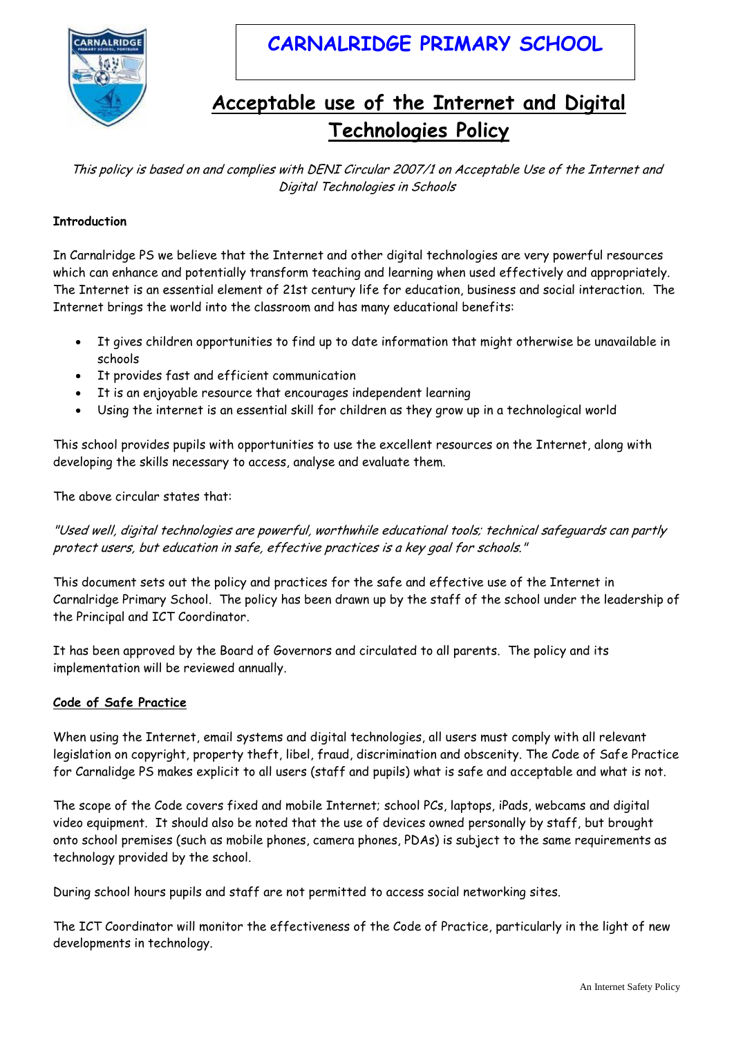# CARNALRIDGE PRIMARY SCHOOL

## Acceptable use of the Internet and Digital Technologies Policy

*This policy is based on and complies with DENI Circular 2007/1 on Acceptable Use of the Internet and Digital Technologies in Schools*

**Introduction**

In Carnalridge PS we believe that the Internet and other digital technologies are very powerful resources which can enhance and potentially transform teaching and learning when used effectively and appropriately. The Internet is an essential element of 21st century life for education, business and social interaction. The Internet brings the world into the classroom and has many educational benefits:

- It gives children opportunities to find up to date information that might otherwise be unavailable in schools
- It provides fast and efficient communication
- It is an enjoyable resource that encourages independent learning
- Using the internet is an essential skill for children as they grow up in a technological world

This school provides pupils with opportunities to use the excellent resources on the Internet, along with developing the skills necessary to access, analyse and evaluate them.

The above circular states that:

*"Used well, digital technologies are powerful, worthwhile educational tools; technical safeguards can partly protect users, but education in safe, effective practices is a key goal for schools."*

This document sets out the policy and practices for the safe and effective use of the Internet in Carnalridge Primary School. The policy has been drawn up by the staff of the school under the leadership of the Principal and ICT Coordinator.

It has been approved by the Board of Governors and circulated to all parents. The policy and its implementation will be reviewed annually.

**Code of Safe Practice**

When using the Internet, email systems and digital technologies, all users must comply with all relevant legislation on copyright, property theft, libel, fraud, discrimination and obscenity. The Code of Safe Practice for Carnalidge PS makes explicit to all users (staff and pupils) what is safe and acceptable and what is not.

The scope of the Code covers fixed and mobile Internet; school PCs, laptops, iPads, webcams and digital video equipment. It should also be noted that the use of devices owned personally by staff, but brought onto school premises (such as mobile phones, camera phones, PDAs) is subject to the same requirements as technology provided by the school.

During school hours pupils and staff are not permitted to access social networking sites.

The ICT Coordinator will monitor the effectiveness of the Code of Practice, particularly in the light of new developments in technology.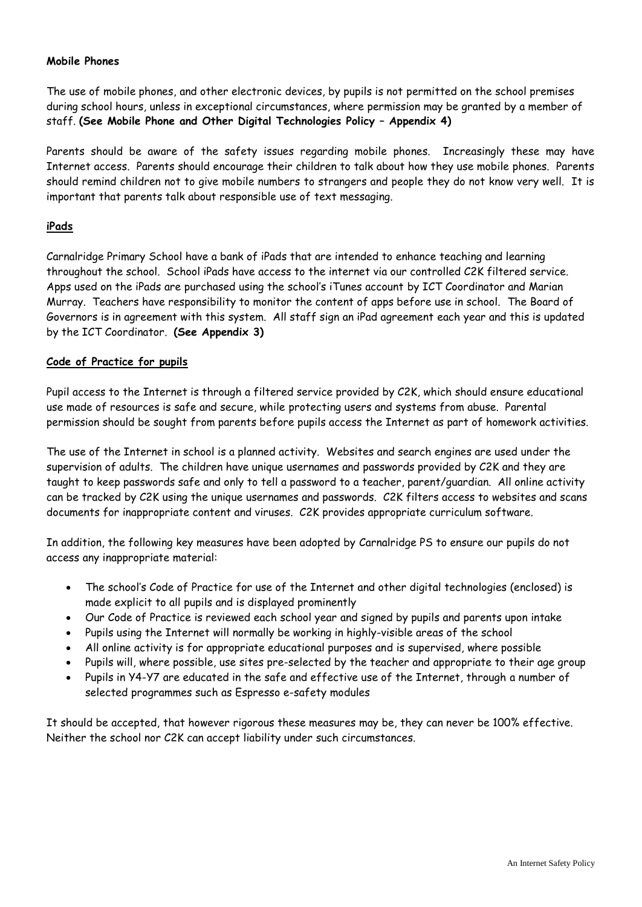**Mobile Phones**

The use of mobile phones, and other electronic devices, by pupils is not permitted on the school premises during school hours, unless in exceptional circumstances, where permission may be granted by a member of staff. **(See Mobile Phone and Other Digital Technologies Policy – Appendix 4)**

Parents should be aware of the safety issues regarding mobile phones. Increasingly these may have Internet access. Parents should encourage their children to talk about how they use mobile phones. Parents should remind children not to give mobile numbers to strangers and people they do not know very well. It is important that parents talk about responsible use of text messaging.

**iPads**

Carnalridge Primary School have a bank of iPads that are intended to enhance teaching and learning throughout the school. School iPads have access to the internet via our controlled C2K filtered service. Apps used on the iPads are purchased using the school's iTunes account by ICT Coordinator and Marian Murray. Teachers have responsibility to monitor the content of apps before use in school. The Board of Governors is in agreement with this system. All staff sign an iPad agreement each year and this is updated by the ICT Coordinator. **(See Appendix 3)**

**Code of Practice for pupils**

Pupil access to the Internet is through a filtered service provided by C2K, which should ensure educational use made of resources is safe and secure, while protecting users and systems from abuse. Parental permission should be sought from parents before pupils access the Internet as part of homework activities.

The use of the Internet in school is a planned activity. Websites and search engines are used under the supervision of adults. The children have unique usernames and passwords provided by C2K and they are taught to keep passwords safe and only to tell a password to a teacher, parent/guardian. All online activity can be tracked by C2K using the unique usernames and passwords. C2K filters access to websites and scans documents for inappropriate content and viruses. C2K provides appropriate curriculum software.

In addition, the following key measures have been adopted by Carnalridge PS to ensure our pupils do not access any inappropriate material:

- The school's Code of Practice for use of the Internet and other digital technologies (enclosed) is made explicit to all pupils and is displayed prominently
- Our Code of Practice is reviewed each school year and signed by pupils and parents upon intake
- Pupils using the Internet will normally be working in highly-visible areas of the school
- All online activity is for appropriate educational purposes and is supervised, where possible
- Pupils will, where possible, use sites pre-selected by the teacher and appropriate to their age group
- Pupils in Y4-Y7 are educated in the safe and effective use of the Internet, through a number of selected programmes such as Espresso e-safety modules

It should be accepted, that however rigorous these measures may be, they can never be 100% effective. Neither the school nor C2K can accept liability under such circumstances.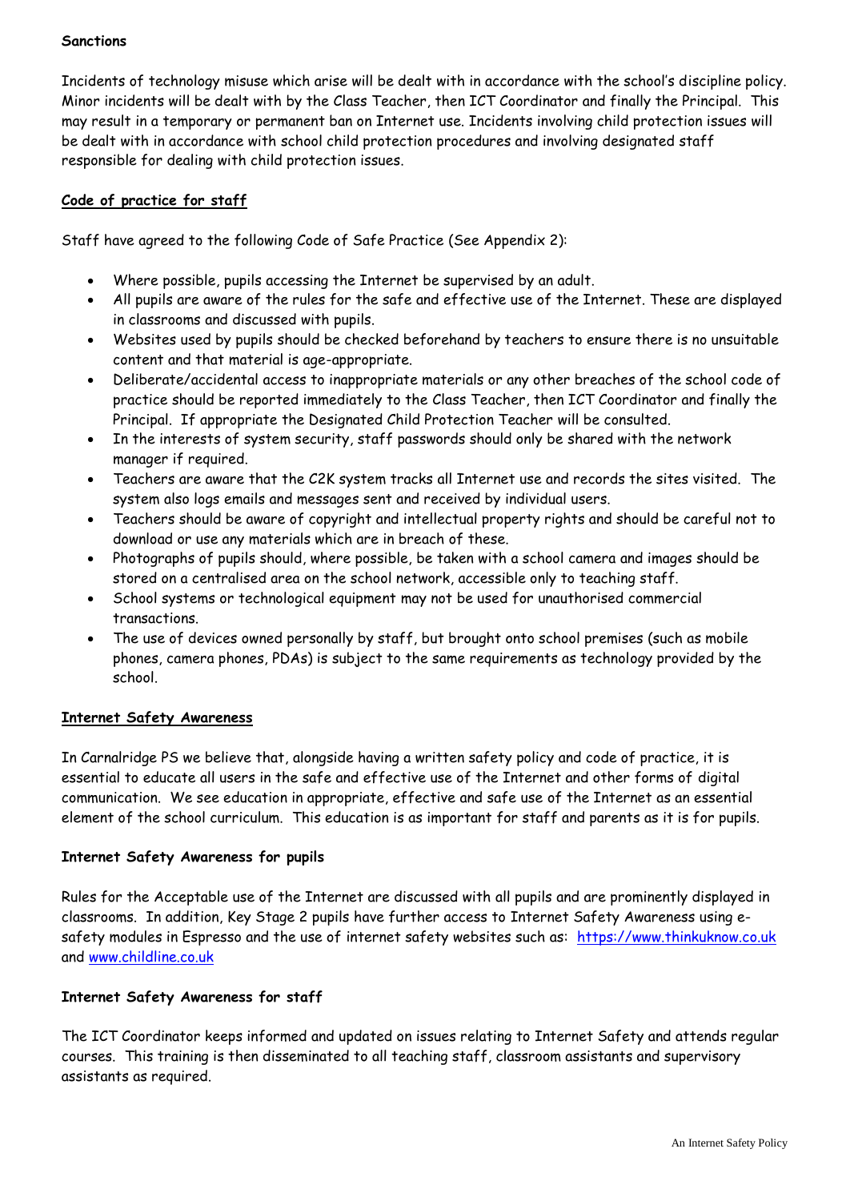**Sanctions**

Incidents of technology misuse which arise will be dealt with in accordance with the school's discipline policy. Minor incidents will be dealt with by the Class Teacher, then ICT Coordinator and finally the Principal. This may result in a temporary or permanent ban on Internet use. Incidents involving child protection issues will be dealt with in accordance with school child protection procedures and involving designated staff responsible for dealing with child protection issues.

## **Code of practice for staff**

Staff have agreed to the following Code of Safe Practice (See Appendix 2):

- Where possible, pupils accessing the Internet be supervised by an adult.
- All pupils are aware of the rules for the safe and effective use of the Internet. These are displayed in classrooms and discussed with pupils.
- Websites used by pupils should be checked beforehand by teachers to ensure there is no unsuitable content and that material is age-appropriate.
- Deliberate/accidental access to inappropriate materials or any other breaches of the school code of practice should be reported immediately to the Class Teacher, then ICT Coordinator and finally the Principal. If appropriate the Designated Child Protection Teacher will be consulted.
- In the interests of system security, staff passwords should only be shared with the network manager if required.
- Teachers are aware that the C2K system tracks all Internet use and records the sites visited. The system also logs emails and messages sent and received by individual users.
- Teachers should be aware of copyright and intellectual property rights and should be careful not to download or use any materials which are in breach of these.
- Photographs of pupils should, where possible, be taken with a school camera and images should be stored on a centralised area on the school network, accessible only to teaching staff.
- School systems or technological equipment may not be used for unauthorised commercial transactions.
- The use of devices owned personally by staff, but brought onto school premises (such as mobile phones, camera phones, PDAs) is subject to the same requirements as technology provided by the school.

## **Internet Safety Awareness**

In Carnalridge PS we believe that, alongside having a written safety policy and code of practice, it is essential to educate all users in the safe and effective use of the Internet and other forms of digital communication. We see education in appropriate, effective and safe use of the Internet as an essential element of the school curriculum. This education is as important for staff and parents as it is for pupils.

### **Internet Safety Awareness for pupils**

Rules for the Acceptable use of the Internet are discussed with all pupils and are prominently displayed in classrooms. In addition, Key Stage 2 pupils have further access to Internet Safety Awareness using e-safety modules in Espresso and the use of internet safety websites such as: https://www.thinkuknow.co.uk and www.childline.co.uk

### **Internet Safety Awareness for staff**

The ICT Coordinator keeps informed and updated on issues relating to Internet Safety and attends regular courses. This training is then disseminated to all teaching staff, classroom assistants and supervisory assistants as required.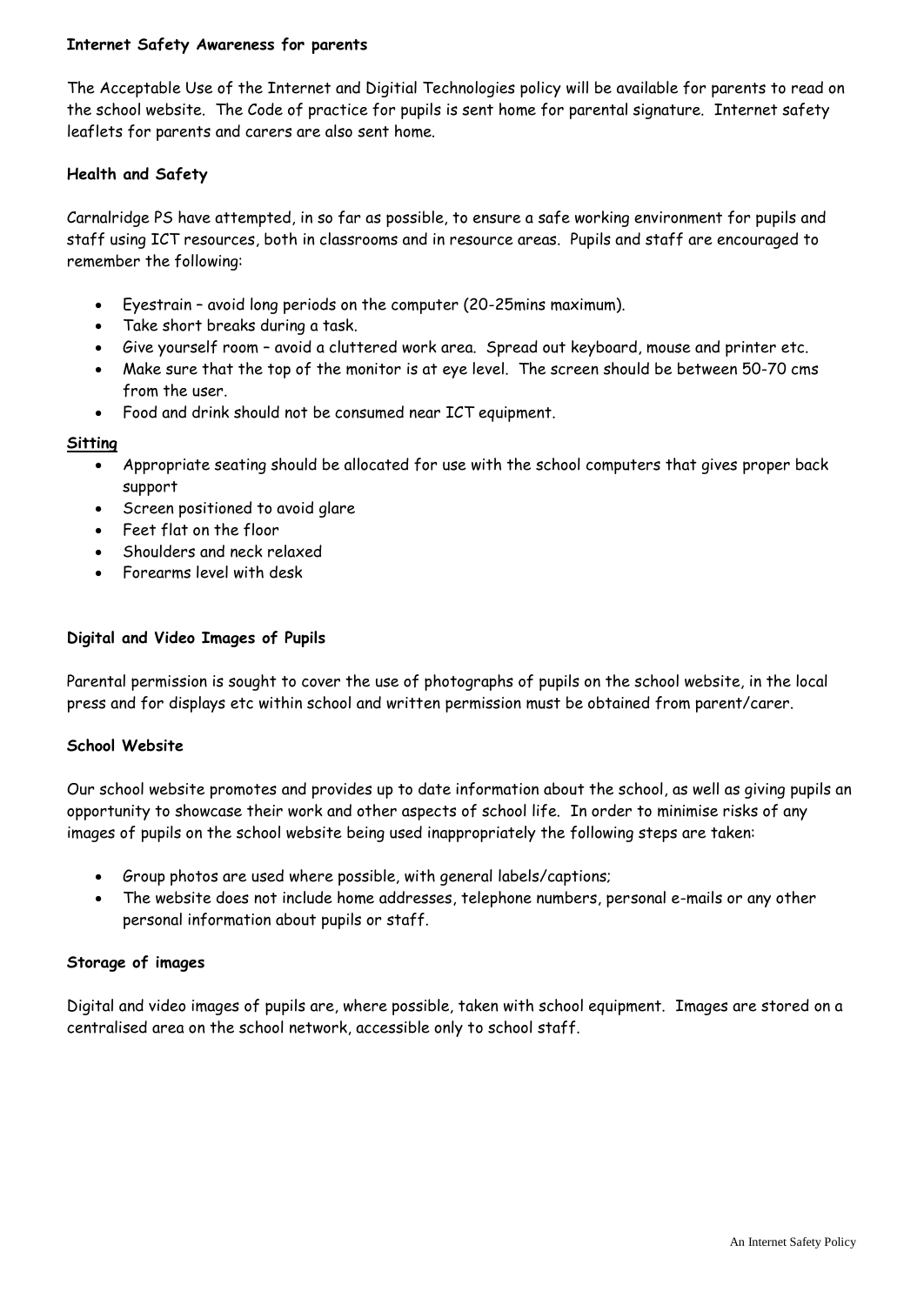**Internet Safety Awareness for parents**

The Acceptable Use of the Internet and Digitial Technologies policy will be available for parents to read on the school website. The Code of practice for pupils is sent home for parental signature. Internet safety leaflets for parents and carers are also sent home.

**Health and Safety**

Carnalridge PS have attempted, in so far as possible, to ensure a safe working environment for pupils and staff using ICT resources, both in classrooms and in resource areas. Pupils and staff are encouraged to remember the following:

- Eyestrain – avoid long periods on the computer (20-25mins maximum).
- Take short breaks during a task.
- Give yourself room – avoid a cluttered work area. Spread out keyboard, mouse and printer etc.
- Make sure that the top of the monitor is at eye level. The screen should be between 50-70 cms from the user.
- Food and drink should not be consumed near ICT equipment.

**Sitting**

- Appropriate seating should be allocated for use with the school computers that gives proper back support
- Screen positioned to avoid glare
- Feet flat on the floor
- Shoulders and neck relaxed
- Forearms level with desk

**Digital and Video Images of Pupils**

Parental permission is sought to cover the use of photographs of pupils on the school website, in the local press and for displays etc within school and written permission must be obtained from parent/carer.

**School Website**

Our school website promotes and provides up to date information about the school, as well as giving pupils an opportunity to showcase their work and other aspects of school life. In order to minimise risks of any images of pupils on the school website being used inappropriately the following steps are taken:

- Group photos are used where possible, with general labels/captions;
- The website does not include home addresses, telephone numbers, personal e-mails or any other personal information about pupils or staff.

**Storage of images**

Digital and video images of pupils are, where possible, taken with school equipment. Images are stored on a centralised area on the school network, accessible only to school staff.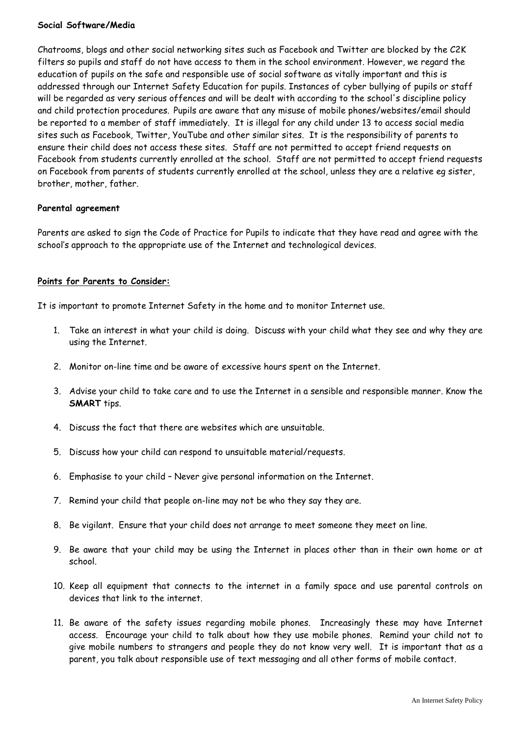**Social Software/Media**

Chatrooms, blogs and other social networking sites such as Facebook and Twitter are blocked by the C2K filters so pupils and staff do not have access to them in the school environment. However, we regard the education of pupils on the safe and responsible use of social software as vitally important and this is addressed through our Internet Safety Education for pupils. Instances of cyber bullying of pupils or staff will be regarded as very serious offences and will be dealt with according to the school's discipline policy and child protection procedures. Pupils are aware that any misuse of mobile phones/websites/email should be reported to a member of staff immediately. It is illegal for any child under 13 to access social media sites such as Facebook, Twitter, YouTube and other similar sites. It is the responsibility of parents to ensure their child does not access these sites. Staff are not permitted to accept friend requests on Facebook from students currently enrolled at the school. Staff are not permitted to accept friend requests on Facebook from parents of students currently enrolled at the school, unless they are a relative eg sister, brother, mother, father.

**Parental agreement**

Parents are asked to sign the Code of Practice for Pupils to indicate that they have read and agree with the school's approach to the appropriate use of the Internet and technological devices.

**Points for Parents to Consider:**

It is important to promote Internet Safety in the home and to monitor Internet use.

1. Take an interest in what your child is doing. Discuss with your child what they see and why they are using the Internet.
2. Monitor on-line time and be aware of excessive hours spent on the Internet.
3. Advise your child to take care and to use the Internet in a sensible and responsible manner. Know the **SMART** tips.
4. Discuss the fact that there are websites which are unsuitable.
5. Discuss how your child can respond to unsuitable material/requests.
6. Emphasise to your child – Never give personal information on the Internet.
7. Remind your child that people on-line may not be who they say they are.
8. Be vigilant. Ensure that your child does not arrange to meet someone they meet on line.
9. Be aware that your child may be using the Internet in places other than in their own home or at school.
10. Keep all equipment that connects to the internet in a family space and use parental controls on devices that link to the internet.
11. Be aware of the safety issues regarding mobile phones. Increasingly these may have Internet access. Encourage your child to talk about how they use mobile phones. Remind your child not to give mobile numbers to strangers and people they do not know very well. It is important that as a parent, you talk about responsible use of text messaging and all other forms of mobile contact.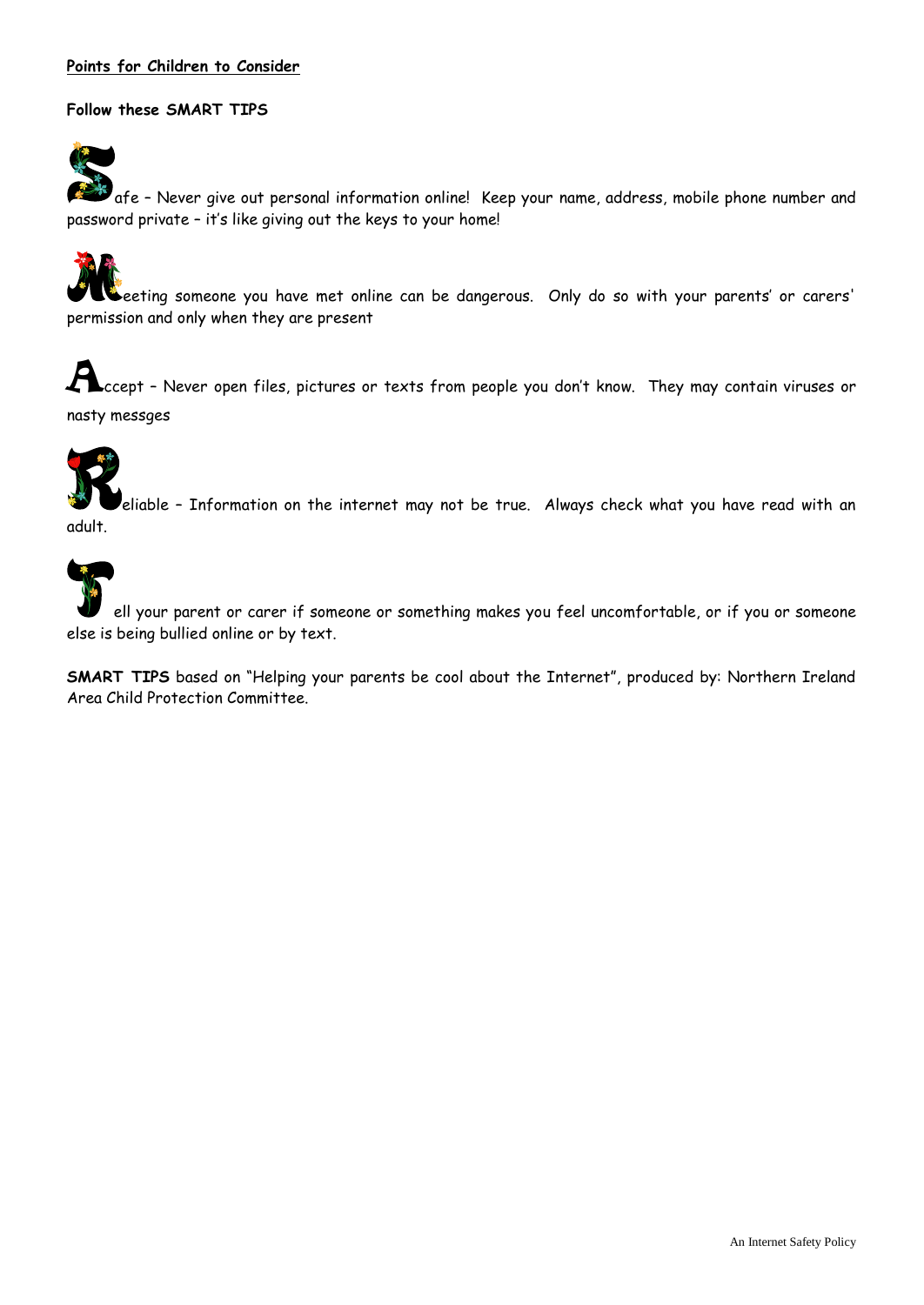**<u>Points for Children to Consider</u>**

**Follow these SMART TIPS**

**S**afe – Never give out personal information online! Keep your name, address, mobile phone number and password private – it's like giving out the keys to your home!

**M**eeting someone you have met online can be dangerous. Only do so with your parents' or carers' permission and only when they are present

**A**ccept – Never open files, pictures or texts from people you don't know. They may contain viruses or nasty messges

**R**eliable – Information on the internet may not be true. Always check what you have read with an adult.

**T**ell your parent or carer if someone or something makes you feel uncomfortable, or if you or someone else is being bullied online or by text.

**SMART TIPS** based on "Helping your parents be cool about the Internet", produced by: Northern Ireland Area Child Protection Committee.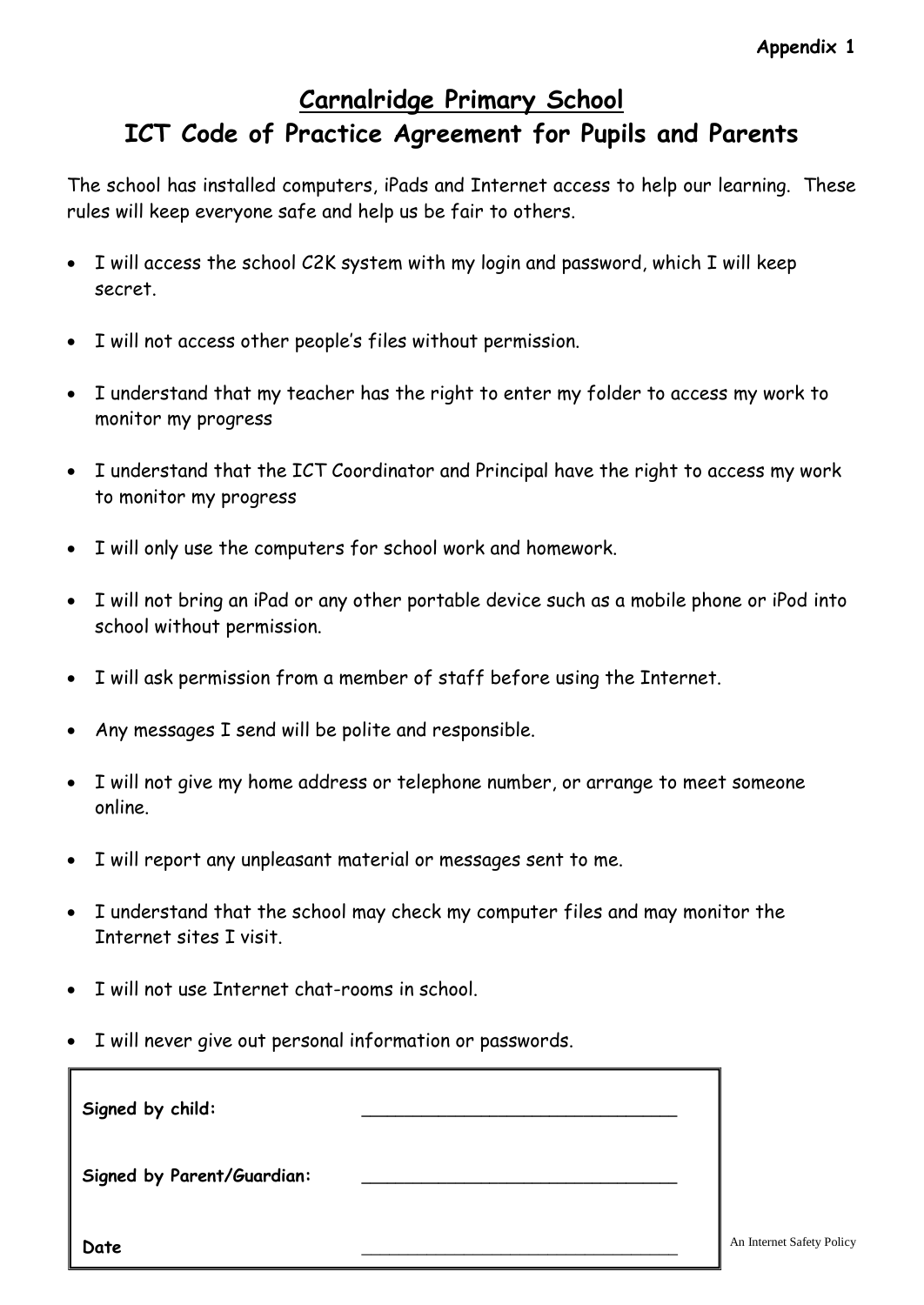**Appendix 1**

# Carnalridge Primary School

## ICT Code of Practice Agreement for Pupils and Parents

The school has installed computers, iPads and Internet access to help our learning. These rules will keep everyone safe and help us be fair to others.

- I will access the school C2K system with my login and password, which I will keep secret.
- I will not access other people's files without permission.
- I understand that my teacher has the right to enter my folder to access my work to monitor my progress
- I understand that the ICT Coordinator and Principal have the right to access my work to monitor my progress
- I will only use the computers for school work and homework.
- I will not bring an iPad or any other portable device such as a mobile phone or iPod into school without permission.
- I will ask permission from a member of staff before using the Internet.
- Any messages I send will be polite and responsible.
- I will not give my home address or telephone number, or arrange to meet someone online.
- I will report any unpleasant material or messages sent to me.
- I understand that the school may check my computer files and may monitor the Internet sites I visit.
- I will not use Internet chat-rooms in school.
- I will never give out personal information or passwords.

| | |
|---|---|
| **Signed by child:** | ______________________________ |
| **Signed by Parent/Guardian:** | ______________________________ |
| **Date** | ______________________________ |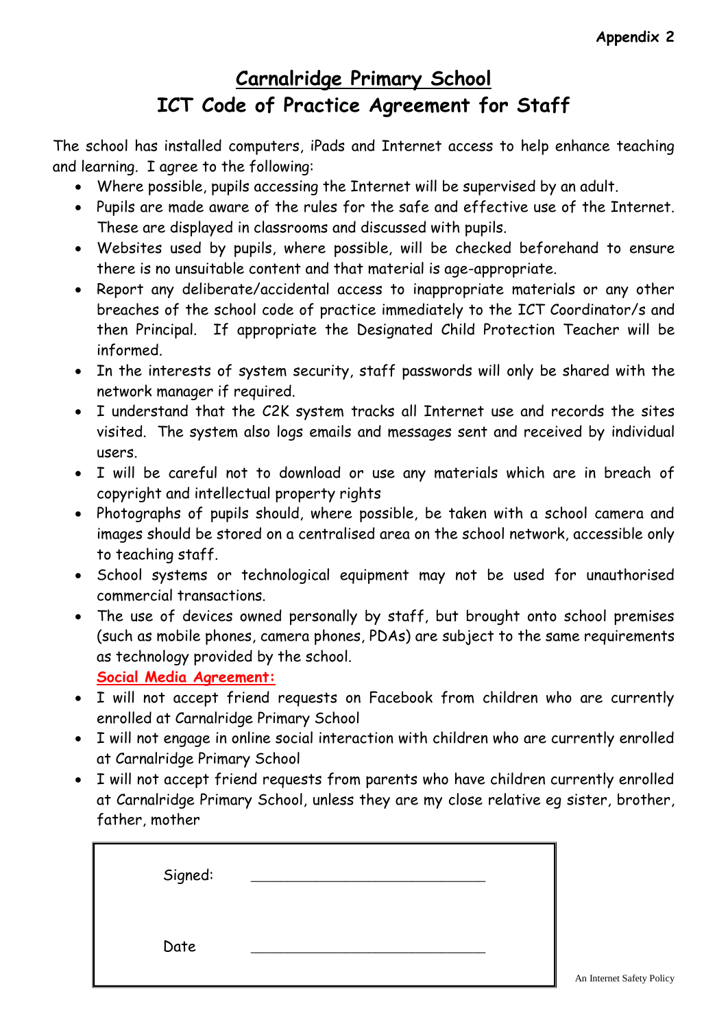**Appendix 2**

# Carnalridge Primary School

## ICT Code of Practice Agreement for Staff

The school has installed computers, iPads and Internet access to help enhance teaching and learning. I agree to the following:

- Where possible, pupils accessing the Internet will be supervised by an adult.
- Pupils are made aware of the rules for the safe and effective use of the Internet. These are displayed in classrooms and discussed with pupils.
- Websites used by pupils, where possible, will be checked beforehand to ensure there is no unsuitable content and that material is age-appropriate.
- Report any deliberate/accidental access to inappropriate materials or any other breaches of the school code of practice immediately to the ICT Coordinator/s and then Principal. If appropriate the Designated Child Protection Teacher will be informed.
- In the interests of system security, staff passwords will only be shared with the network manager if required.
- I understand that the C2K system tracks all Internet use and records the sites visited. The system also logs emails and messages sent and received by individual users.
- I will be careful not to download or use any materials which are in breach of copyright and intellectual property rights
- Photographs of pupils should, where possible, be taken with a school camera and images should be stored on a centralised area on the school network, accessible only to teaching staff.
- School systems or technological equipment may not be used for unauthorised commercial transactions.
- The use of devices owned personally by staff, but brought onto school premises (such as mobile phones, camera phones, PDAs) are subject to the same requirements as technology provided by the school.

**Social Media Agreement:**

- I will not accept friend requests on Facebook from children who are currently enrolled at Carnalridge Primary School
- I will not engage in online social interaction with children who are currently enrolled at Carnalridge Primary School
- I will not accept friend requests from parents who have children currently enrolled at Carnalridge Primary School, unless they are my close relative eg sister, brother, father, mother

Signed: ____________________________

Date ____________________________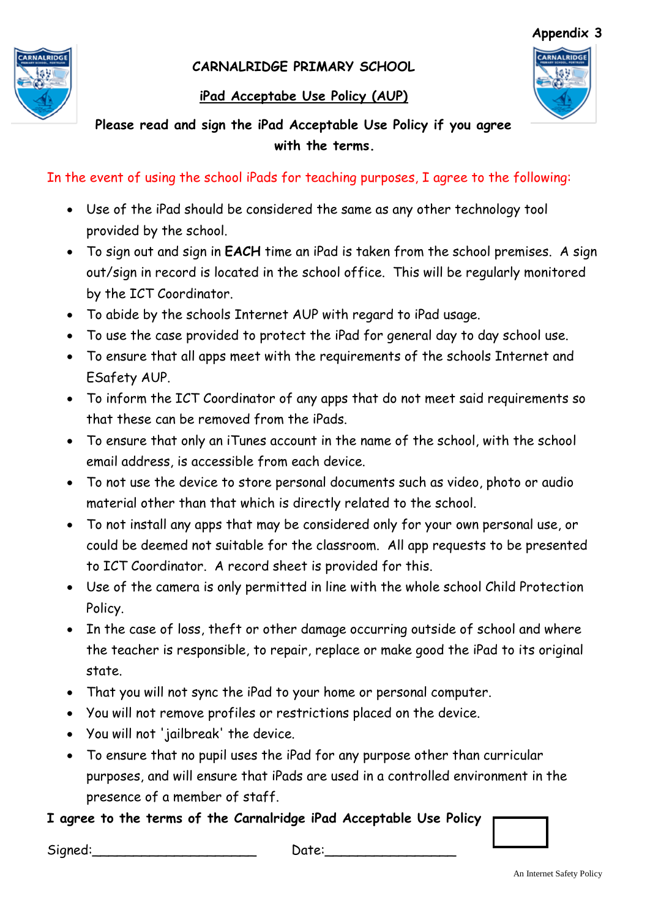Appendix 3

# CARNALRIDGE PRIMARY SCHOOL

## iPad Acceptabe Use Policy (AUP)

**Please read and sign the iPad Acceptable Use Policy if you agree with the terms.**

In the event of using the school iPads for teaching purposes, I agree to the following:

- Use of the iPad should be considered the same as any other technology tool provided by the school.
- To sign out and sign in **EACH** time an iPad is taken from the school premises. A sign out/sign in record is located in the school office. This will be regularly monitored by the ICT Coordinator.
- To abide by the schools Internet AUP with regard to iPad usage.
- To use the case provided to protect the iPad for general day to day school use.
- To ensure that all apps meet with the requirements of the schools Internet and ESafety AUP.
- To inform the ICT Coordinator of any apps that do not meet said requirements so that these can be removed from the iPads.
- To ensure that only an iTunes account in the name of the school, with the school email address, is accessible from each device.
- To not use the device to store personal documents such as video, photo or audio material other than that which is directly related to the school.
- To not install any apps that may be considered only for your own personal use, or could be deemed not suitable for the classroom. All app requests to be presented to ICT Coordinator. A record sheet is provided for this.
- Use of the camera is only permitted in line with the whole school Child Protection Policy.
- In the case of loss, theft or other damage occurring outside of school and where the teacher is responsible, to repair, replace or make good the iPad to its original state.
- That you will not sync the iPad to your home or personal computer.
- You will not remove profiles or restrictions placed on the device.
- You will not 'jailbreak' the device.
- To ensure that no pupil uses the iPad for any purpose other than curricular purposes, and will ensure that iPads are used in a controlled environment in the presence of a member of staff.

**I agree to the terms of the Carnalridge iPad Acceptable Use Policy** ☐

Signed:____________________ Date:________________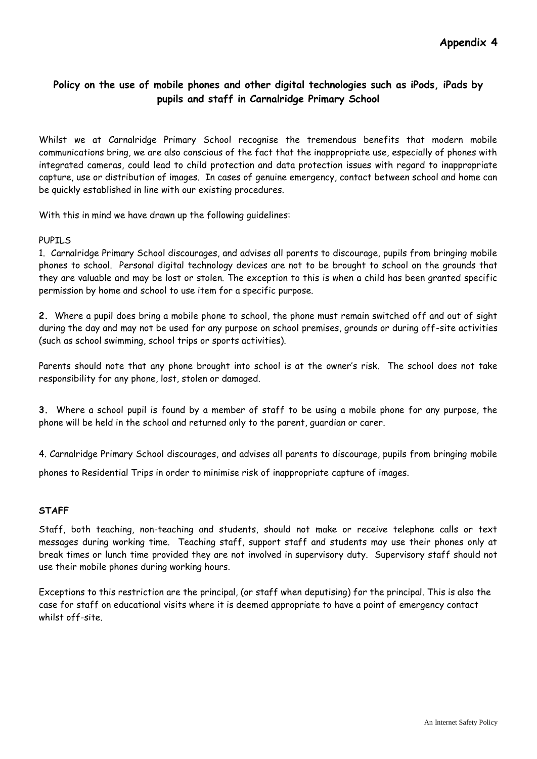**Appendix 4**

## Policy on the use of mobile phones and other digital technologies such as iPods, iPads by pupils and staff in Carnalridge Primary School

Whilst we at Carnalridge Primary School recognise the tremendous benefits that modern mobile communications bring, we are also conscious of the fact that the inappropriate use, especially of phones with integrated cameras, could lead to child protection and data protection issues with regard to inappropriate capture, use or distribution of images. In cases of genuine emergency, contact between school and home can be quickly established in line with our existing procedures.

With this in mind we have drawn up the following guidelines:

PUPILS

1. Carnalridge Primary School discourages, and advises all parents to discourage, pupils from bringing mobile phones to school. Personal digital technology devices are not to be brought to school on the grounds that they are valuable and may be lost or stolen. The exception to this is when a child has been granted specific permission by home and school to use item for a specific purpose.

**2.** Where a pupil does bring a mobile phone to school, the phone must remain switched off and out of sight during the day and may not be used for any purpose on school premises, grounds or during off-site activities (such as school swimming, school trips or sports activities).

Parents should note that any phone brought into school is at the owner's risk. The school does not take responsibility for any phone, lost, stolen or damaged.

**3.** Where a school pupil is found by a member of staff to be using a mobile phone for any purpose, the phone will be held in the school and returned only to the parent, guardian or carer.

4. Carnalridge Primary School discourages, and advises all parents to discourage, pupils from bringing mobile phones to Residential Trips in order to minimise risk of inappropriate capture of images.

**STAFF**

Staff, both teaching, non-teaching and students, should not make or receive telephone calls or text messages during working time. Teaching staff, support staff and students may use their phones only at break times or lunch time provided they are not involved in supervisory duty. Supervisory staff should not use their mobile phones during working hours.

Exceptions to this restriction are the principal, (or staff when deputising) for the principal. This is also the case for staff on educational visits where it is deemed appropriate to have a point of emergency contact whilst off-site.